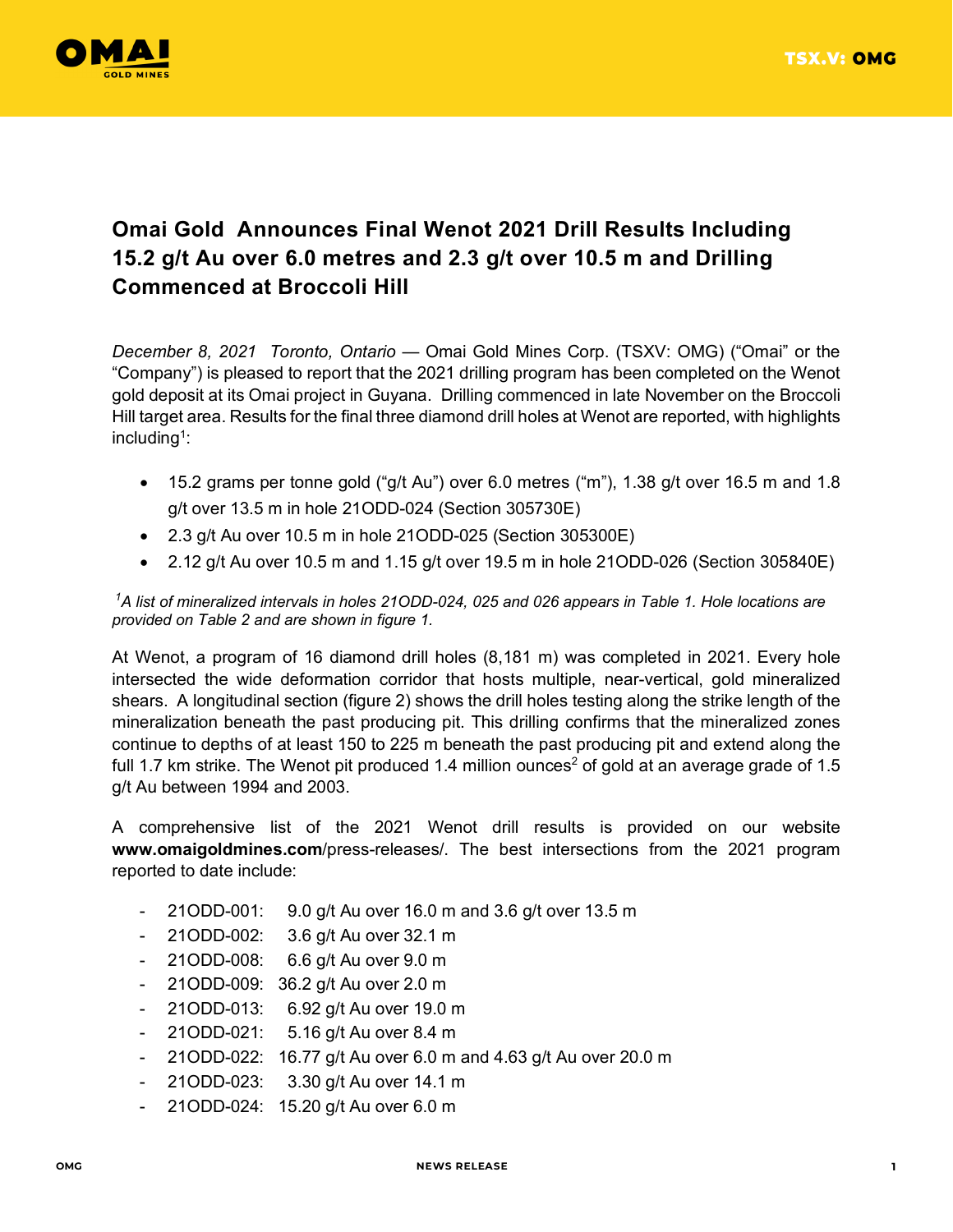# Omai Gold Announces Final Wenot 2021 Drill Results Including 15.2 g/t Au over 6.0 metres and 2.3 g/t over 10.5 m and Drilling Commenced at Broccoli Hill

*December 8, 2021 Toronto, Ontario* — Omai Gold Mines Corp. (TSXV: OMG) ("Omai" or the "Company") is pleased to report that the 2021 drilling program has been completed on the Wenot gold deposit at its Omai project in Guyana. Drilling commenced in late November on the Broccoli Hill target area. Results for the final three diamond drill holes at Wenot are reported, with highlights including[1]:

- 15.2 grams per tonne gold ("g/t Au") over 6.0 metres ("m"), 1.38 g/t over 16.5 m and 1.8 g/t over 13.5 m in hole 21ODD-024 (Section 305730E)
- 2.3 g/t Au over 10.5 m in hole 21ODD-025 (Section 305300E)
- 2.12 g/t Au over 10.5 m and 1.15 g/t over 19.5 m in hole 21ODD-026 (Section 305840E)

*[1] A list of mineralized intervals in holes 21ODD-024, 025 and 026 appears in Table 1. Hole locations are provided on Table 2 and are shown in figure 1.*

At Wenot, a program of 16 diamond drill holes (8,181 m) was completed in 2021. Every hole intersected the wide deformation corridor that hosts multiple, near-vertical, gold mineralized shears. A longitudinal section (figure 2) shows the drill holes testing along the strike length of the mineralization beneath the past producing pit. This drilling confirms that the mineralized zones continue to depths of at least 150 to 225 m beneath the past producing pit and extend along the full 1.7 km strike. The Wenot pit produced 1.4 million ounces[2] of gold at an average grade of 1.5 g/t Au between 1994 and 2003.

A comprehensive list of the 2021 Wenot drill results is provided on our website **www.omaigoldmines.com**/press-releases/. The best intersections from the 2021 program reported to date include:

- 21ODD-001: 9.0 g/t Au over 16.0 m and 3.6 g/t over 13.5 m
- 21ODD-002: 3.6 g/t Au over 32.1 m
- 21ODD-008: 6.6 g/t Au over 9.0 m
- 21ODD-009: 36.2 g/t Au over 2.0 m
- 21ODD-013: 6.92 g/t Au over 19.0 m
- 21ODD-021: 5.16 g/t Au over 8.4 m
- 21ODD-022: 16.77 g/t Au over 6.0 m and 4.63 g/t Au over 20.0 m
- 21ODD-023: 3.30 g/t Au over 14.1 m
- 21ODD-024: 15.20 g/t Au over 6.0 m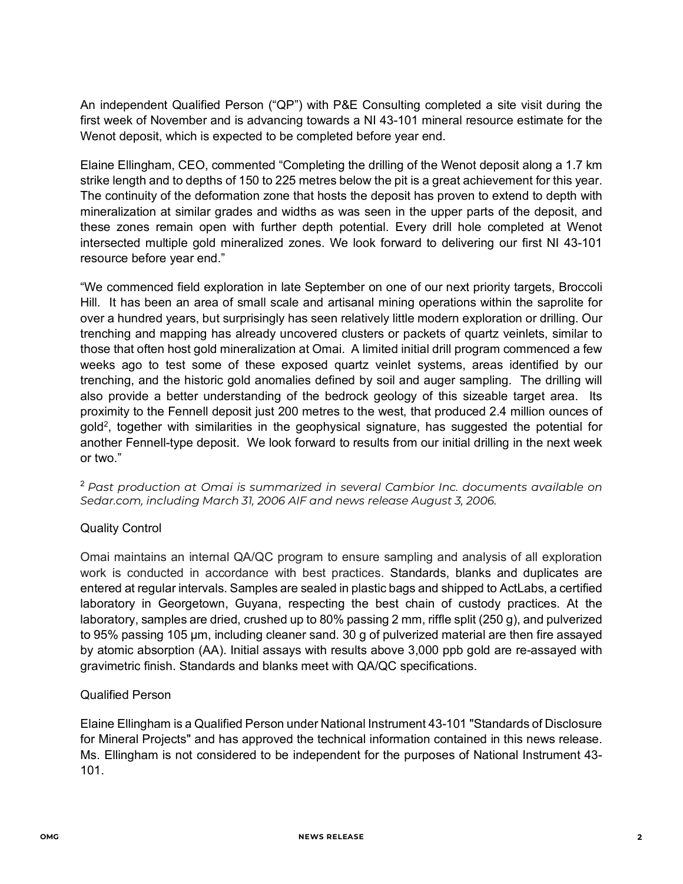An independent Qualified Person ("QP") with P&E Consulting completed a site visit during the first week of November and is advancing towards a NI 43-101 mineral resource estimate for the Wenot deposit, which is expected to be completed before year end.

Elaine Ellingham, CEO, commented "Completing the drilling of the Wenot deposit along a 1.7 km strike length and to depths of 150 to 225 metres below the pit is a great achievement for this year. The continuity of the deformation zone that hosts the deposit has proven to extend to depth with mineralization at similar grades and widths as was seen in the upper parts of the deposit, and these zones remain open with further depth potential. Every drill hole completed at Wenot intersected multiple gold mineralized zones. We look forward to delivering our first NI 43-101 resource before year end."

"We commenced field exploration in late September on one of our next priority targets, Broccoli Hill. It has been an area of small scale and artisanal mining operations within the saprolite for over a hundred years, but surprisingly has seen relatively little modern exploration or drilling. Our trenching and mapping has already uncovered clusters or packets of quartz veinlets, similar to those that often host gold mineralization at Omai. A limited initial drill program commenced a few weeks ago to test some of these exposed quartz veinlet systems, areas identified by our trenching, and the historic gold anomalies defined by soil and auger sampling. The drilling will also provide a better understanding of the bedrock geology of this sizeable target area. Its proximity to the Fennell deposit just 200 metres to the west, that produced 2.4 million ounces of gold[2], together with similarities in the geophysical signature, has suggested the potential for another Fennell-type deposit. We look forward to results from our initial drilling in the next week or two."

[2] *Past production at Omai is summarized in several Cambior Inc. documents available on Sedar.com, including March 31, 2006 AIF and news release August 3, 2006.*

## Quality Control

Omai maintains an internal QA/QC program to ensure sampling and analysis of all exploration work is conducted in accordance with best practices. Standards, blanks and duplicates are entered at regular intervals. Samples are sealed in plastic bags and shipped to ActLabs, a certified laboratory in Georgetown, Guyana, respecting the best chain of custody practices. At the laboratory, samples are dried, crushed up to 80% passing 2 mm, riffle split (250 g), and pulverized to 95% passing 105 µm, including cleaner sand. 30 g of pulverized material are then fire assayed by atomic absorption (AA). Initial assays with results above 3,000 ppb gold are re-assayed with gravimetric finish. Standards and blanks meet with QA/QC specifications.

## Qualified Person

Elaine Ellingham is a Qualified Person under National Instrument 43-101 "Standards of Disclosure for Mineral Projects" and has approved the technical information contained in this news release. Ms. Ellingham is not considered to be independent for the purposes of National Instrument 43-101.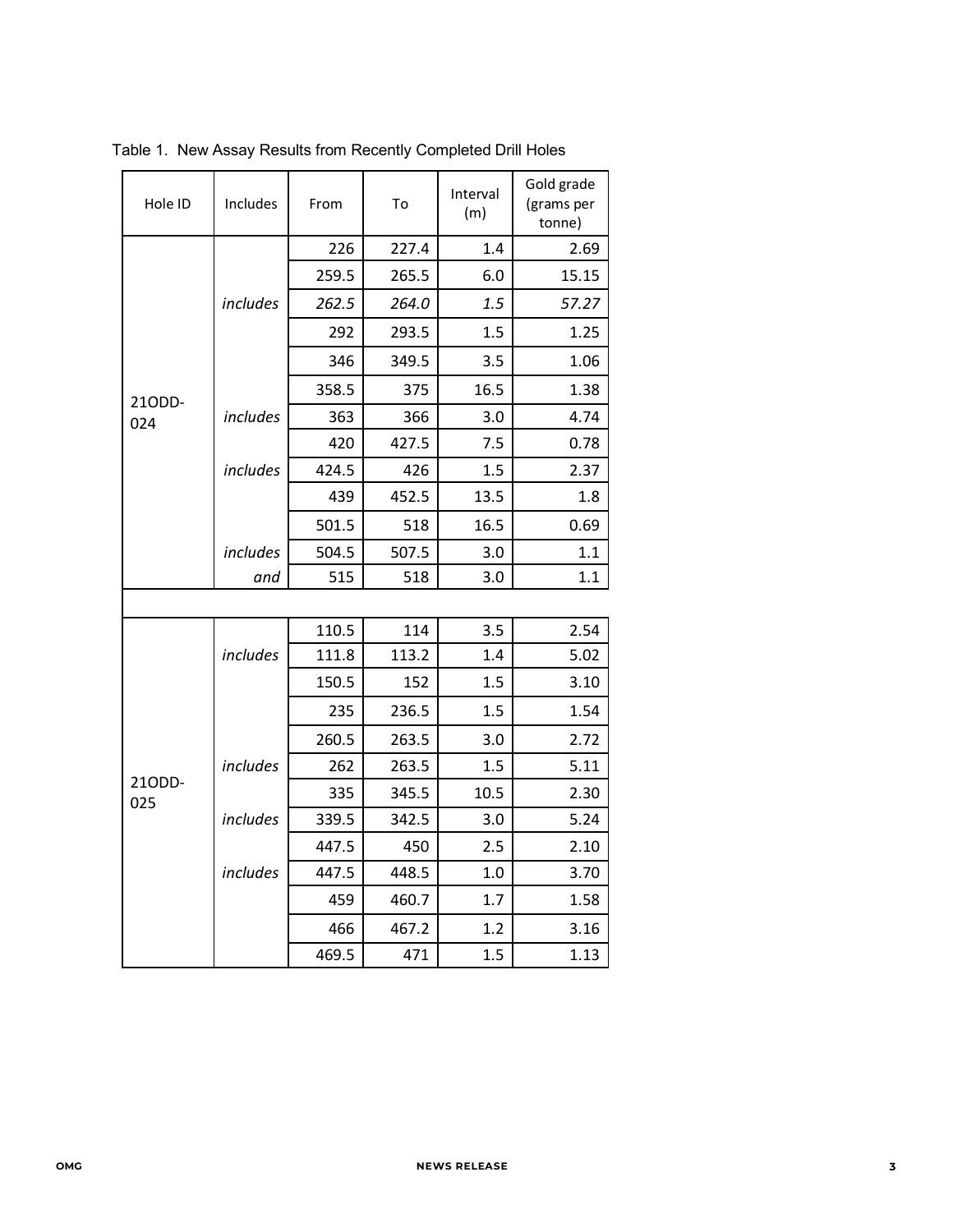Table 1. New Assay Results from Recently Completed Drill Holes

| Hole ID | Includes | From | To | Interval (m) | Gold grade (grams per tonne) |
|---|---|---|---|---|---|
| 21ODD-024 | | 226 | 227.4 | 1.4 | 2.69 |
| | | 259.5 | 265.5 | 6.0 | 15.15 |
| | *includes* | *262.5* | *264.0* | *1.5* | *57.27* |
| | | 292 | 293.5 | 1.5 | 1.25 |
| | | 346 | 349.5 | 3.5 | 1.06 |
| | | 358.5 | 375 | 16.5 | 1.38 |
| | *includes* | 363 | 366 | 3.0 | 4.74 |
| | | 420 | 427.5 | 7.5 | 0.78 |
| | *includes* | 424.5 | 426 | 1.5 | 2.37 |
| | | 439 | 452.5 | 13.5 | 1.8 |
| | | 501.5 | 518 | 16.5 | 0.69 |
| | *includes* | 504.5 | 507.5 | 3.0 | 1.1 |
| | *and* | 515 | 518 | 3.0 | 1.1 |
| | | | | | |
| 21ODD-025 | | 110.5 | 114 | 3.5 | 2.54 |
| | *includes* | 111.8 | 113.2 | 1.4 | 5.02 |
| | | 150.5 | 152 | 1.5 | 3.10 |
| | | 235 | 236.5 | 1.5 | 1.54 |
| | | 260.5 | 263.5 | 3.0 | 2.72 |
| | *includes* | 262 | 263.5 | 1.5 | 5.11 |
| | | 335 | 345.5 | 10.5 | 2.30 |
| | *includes* | 339.5 | 342.5 | 3.0 | 5.24 |
| | | 447.5 | 450 | 2.5 | 2.10 |
| | *includes* | 447.5 | 448.5 | 1.0 | 3.70 |
| | | 459 | 460.7 | 1.7 | 1.58 |
| | | 466 | 467.2 | 1.2 | 3.16 |
| | | 469.5 | 471 | 1.5 | 1.13 |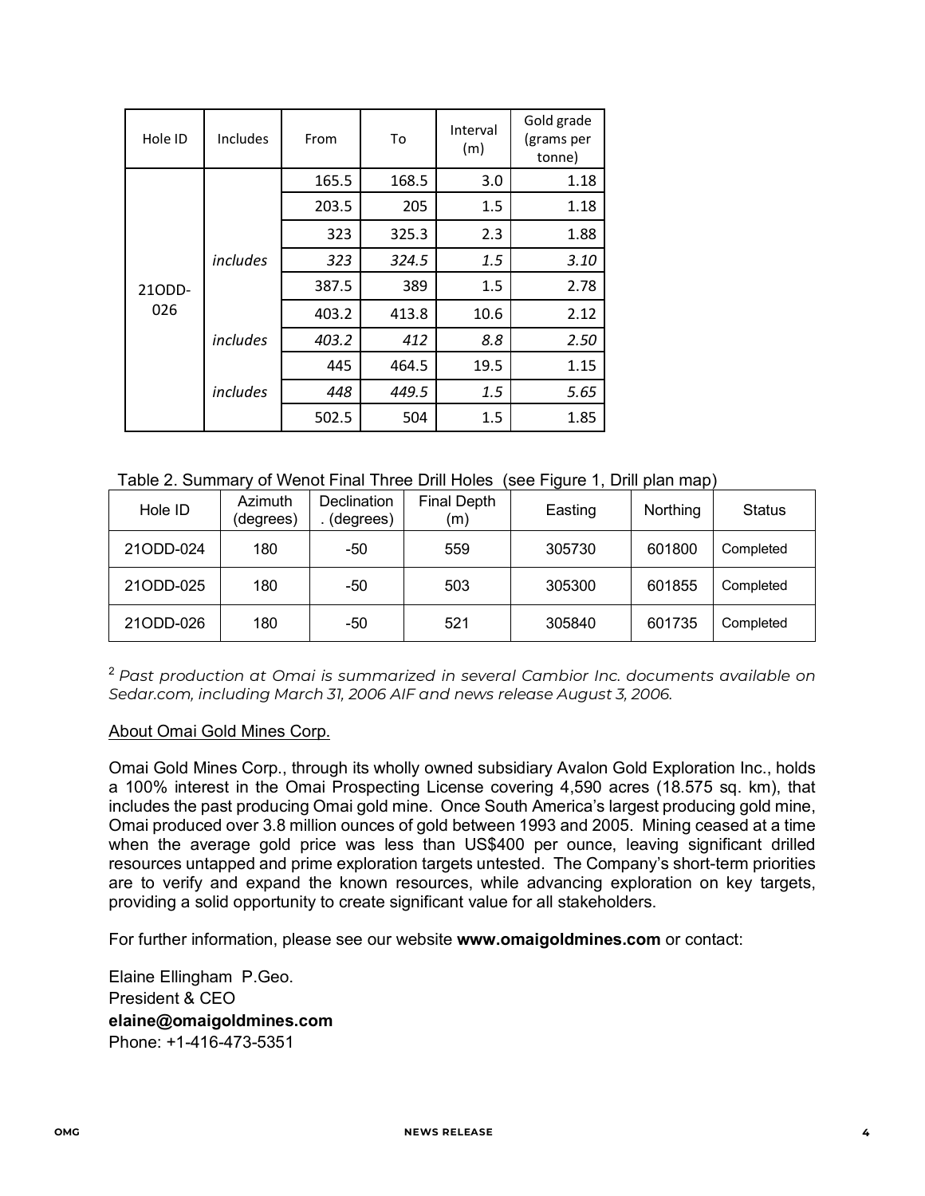| Hole ID | Includes | From | To | Interval (m) | Gold grade (grams per tonne) |
|---|---|---|---|---|---|
| 21ODD-026 | | 165.5 | 168.5 | 3.0 | 1.18 |
| | | 203.5 | 205 | 1.5 | 1.18 |
| | | 323 | 325.3 | 2.3 | 1.88 |
| | *includes* | *323* | *324.5* | *1.5* | *3.10* |
| | | 387.5 | 389 | 1.5 | 2.78 |
| | | 403.2 | 413.8 | 10.6 | 2.12 |
| | *includes* | *403.2* | *412* | *8.8* | *2.50* |
| | | 445 | 464.5 | 19.5 | 1.15 |
| | *includes* | *448* | *449.5* | *1.5* | *5.65* |
| | | 502.5 | 504 | 1.5 | 1.85 |

Table 2. Summary of Wenot Final Three Drill Holes (see Figure 1, Drill plan map)

| Hole ID | Azimuth (degrees) | Declination . (degrees) | Final Depth (m) | Easting | Northing | Status |
|---|---|---|---|---|---|---|
| 21ODD-024 | 180 | -50 | 559 | 305730 | 601800 | Completed |
| 21ODD-025 | 180 | -50 | 503 | 305300 | 601855 | Completed |
| 21ODD-026 | 180 | -50 | 521 | 305840 | 601735 | Completed |

[2] *Past production at Omai is summarized in several Cambior Inc. documents available on Sedar.com, including March 31, 2006 AIF and news release August 3, 2006.*

## About Omai Gold Mines Corp.

Omai Gold Mines Corp., through its wholly owned subsidiary Avalon Gold Exploration Inc., holds a 100% interest in the Omai Prospecting License covering 4,590 acres (18.575 sq. km), that includes the past producing Omai gold mine. Once South America's largest producing gold mine, Omai produced over 3.8 million ounces of gold between 1993 and 2005. Mining ceased at a time when the average gold price was less than US$400 per ounce, leaving significant drilled resources untapped and prime exploration targets untested. The Company's short-term priorities are to verify and expand the known resources, while advancing exploration on key targets, providing a solid opportunity to create significant value for all stakeholders.

For further information, please see our website **www.omaigoldmines.com** or contact:

Elaine Ellingham P.Geo.
President & CEO
**elaine@omaigoldmines.com**
Phone: +1-416-473-5351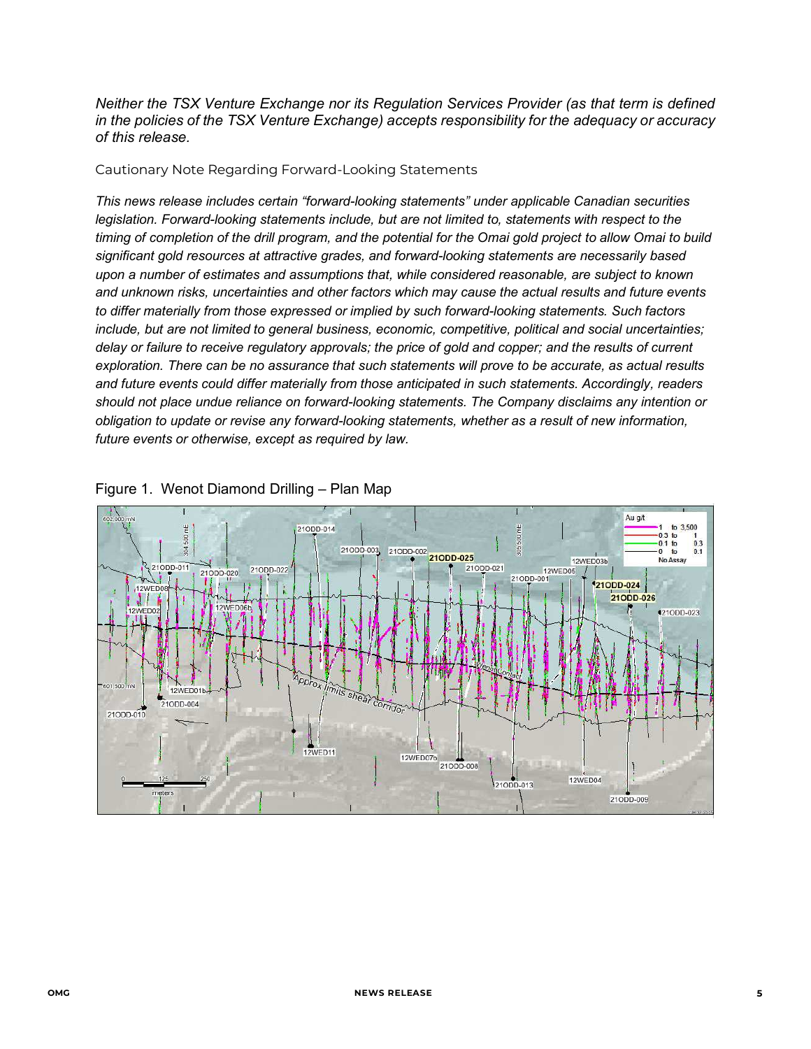*Neither the TSX Venture Exchange nor its Regulation Services Provider (as that term is defined in the policies of the TSX Venture Exchange) accepts responsibility for the adequacy or accuracy of this release.*

Cautionary Note Regarding Forward-Looking Statements

*This news release includes certain "forward-looking statements" under applicable Canadian securities legislation. Forward-looking statements include, but are not limited to, statements with respect to the timing of completion of the drill program, and the potential for the Omai gold project to allow Omai to build significant gold resources at attractive grades, and forward-looking statements are necessarily based upon a number of estimates and assumptions that, while considered reasonable, are subject to known and unknown risks, uncertainties and other factors which may cause the actual results and future events to differ materially from those expressed or implied by such forward-looking statements. Such factors include, but are not limited to general business, economic, competitive, political and social uncertainties; delay or failure to receive regulatory approvals; the price of gold and copper; and the results of current exploration. There can be no assurance that such statements will prove to be accurate, as actual results and future events could differ materially from those anticipated in such statements. Accordingly, readers should not place undue reliance on forward-looking statements. The Company disclaims any intention or obligation to update or revise any forward-looking statements, whether as a result of new information, future events or otherwise, except as required by law.*

Figure 1. Wenot Diamond Drilling – Plan Map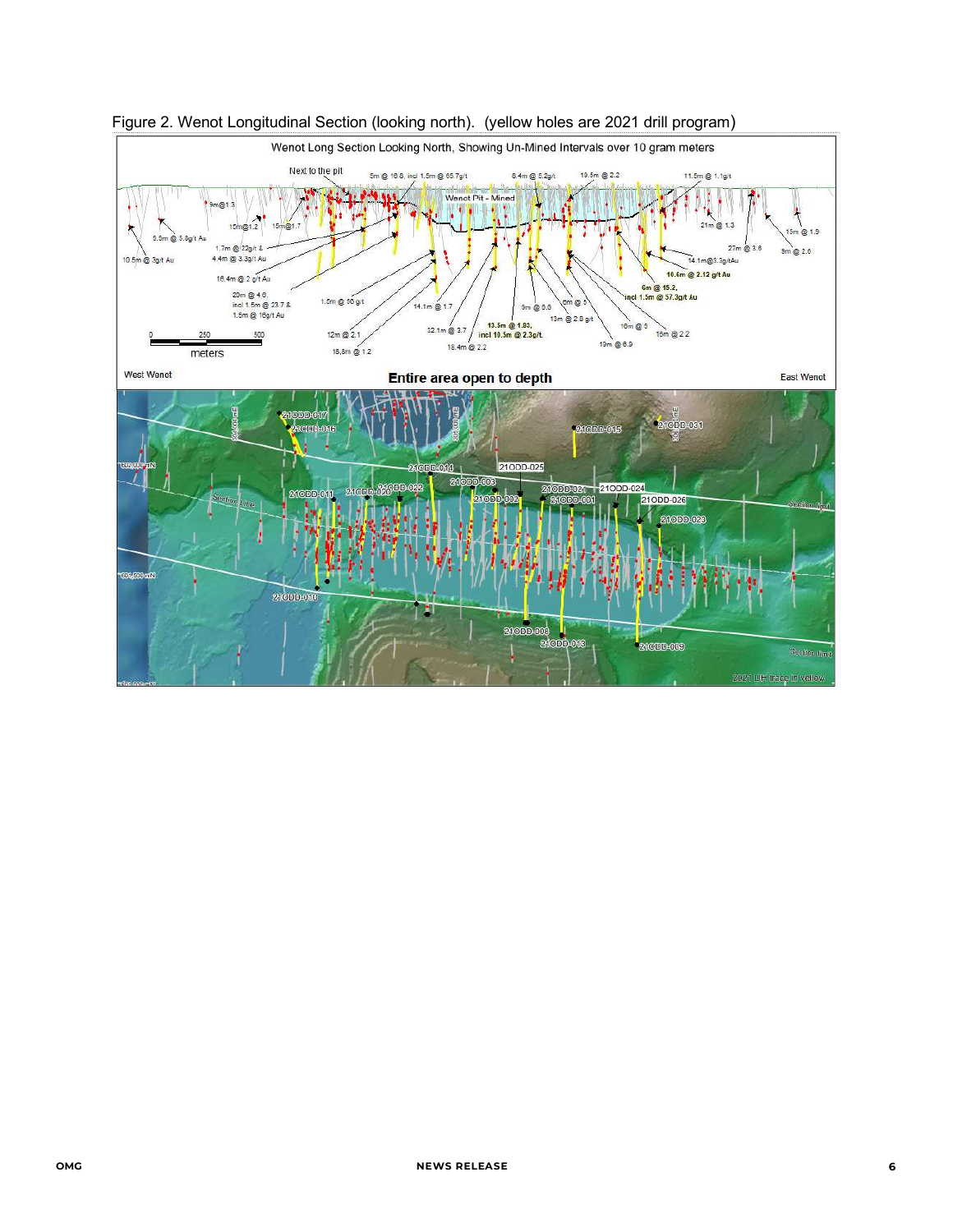Figure 2. Wenot Longitudinal Section (looking north). (yellow holes are 2021 drill program)

Wenot Long Section Looking North, Showing Un-Mined Intervals over 10 gram meters

Next to the pit

5m @ 16.6, incl 1.5m @ 65.7g/t

8.4m @ 5.2g/t

19.5m @ 2.2

11.5m @ 1.1g/t

Wenot Pit - Mined

9m@1.3

15m@1.2

15m@1.7

5.5m @ 5.8g/t Au

1.7m @ 22g/t &

4.4m @ 3.3g/t Au

10.5m @ 3g/t Au

16.4m @ 2 g/t Au

20m @ 4.6,

incl 1.5m @ 23.7 &

1.5m @ 16g/t Au

1.5m @ 50 g/t

14.1m @ 1.7

12m @ 2.1

18.8m @ 1.2

32.1m @ 3.7

13.5m @ 1.83,

incl 10.5m @ 2.3g/t

18.4m @ 2.2

9m @ 8.8

6m @ 5

13m @ 2.8 g/t

19m @ 6.9

16m @ 5

16m @ 2.2

6m @ 15.2,

incl 1.5m @ 57.3g/t Au

10.6m @ 2.12 g/t Au

14.1m@3.3g/tAu

21m @ 1.3

27m @ 3.6

8m @ 2.6

15m @ 1.9

0 250 500

meters

West Wenot

Entire area open to depth

East Wenot

21ODD-017

21ODD-016

21ODD-015

21ODD-031

21ODD-014

21ODD-025

21ODD-003

21ODD-011

21ODD-020

21ODD-022

21ODD-002

21ODD-021

21ODD-001

21ODD-024

21ODD-026

21ODD-023

21ODD-010

21ODD-008

21ODD-013

21ODD-009

Section line

Section limit

2021 DH trace in yellow